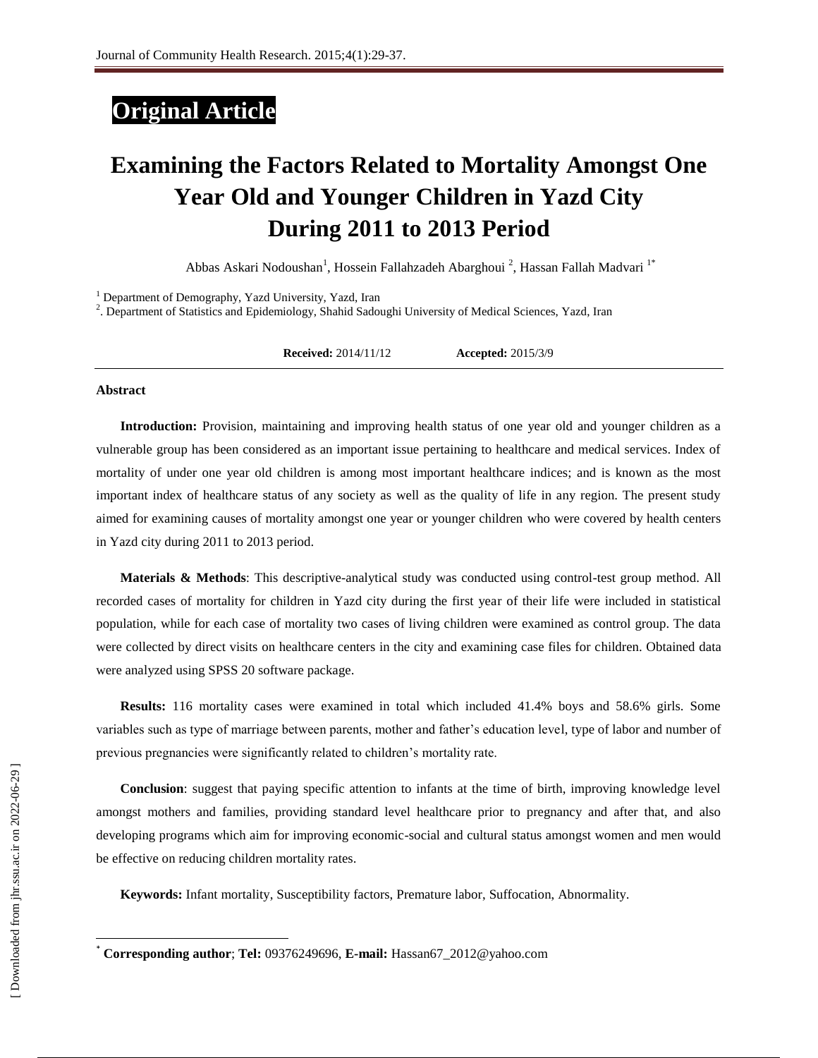**Original Article**

# Examining the Factors Related to Mortality Amongst One Year Old and Younger Children in Yazd City During 2011 to 2013 Period

Abbas Askari Nodoushan[1], Hossein Fallahzadeh Abarghoui [2], Hassan Fallah Madvari [1*]

[1] Department of Demography, Yazd University, Yazd, Iran

[2]. Department of Statistics and Epidemiology, Shahid Sadoughi University of Medical Sciences, Yazd, Iran

**Received:** 2014/11/12 **Accepted:** 2015/3/9

**Abstract**

**Introduction:** Provision, maintaining and improving health status of one year old and younger children as a vulnerable group has been considered as an important issue pertaining to healthcare and medical services. Index of mortality of under one year old children is among most important healthcare indices; and is known as the most important index of healthcare status of any society as well as the quality of life in any region. The present study aimed for examining causes of mortality amongst one year or younger children who were covered by health centers in Yazd city during 2011 to 2013 period.

**Materials & Methods**: This descriptive-analytical study was conducted using control-test group method. All recorded cases of mortality for children in Yazd city during the first year of their life were included in statistical population, while for each case of mortality two cases of living children were examined as control group. The data were collected by direct visits on healthcare centers in the city and examining case files for children. Obtained data were analyzed using SPSS 20 software package.

**Results:** 116 mortality cases were examined in total which included 41.4% boys and 58.6% girls. Some variables such as type of marriage between parents, mother and father's education level, type of labor and number of previous pregnancies were significantly related to children's mortality rate.

**Conclusion**: suggest that paying specific attention to infants at the time of birth, improving knowledge level amongst mothers and families, providing standard level healthcare prior to pregnancy and after that, and also developing programs which aim for improving economic-social and cultural status amongst women and men would be effective on reducing children mortality rates.

**Keywords:** Infant mortality, Susceptibility factors, Premature labor, Suffocation, Abnormality.

[*] **Corresponding author**; **Tel:** 09376249696, **E-mail:** Hassan67_2012@yahoo.com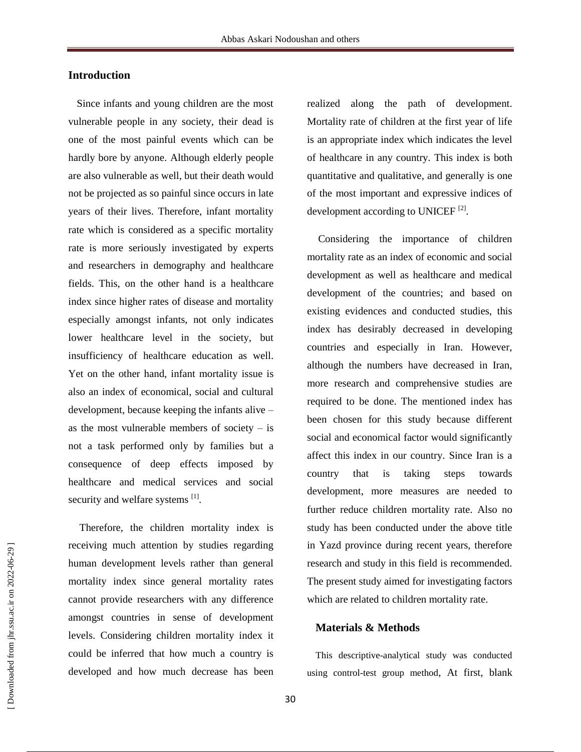## Introduction

Since infants and young children are the most vulnerable people in any society, their dead is one of the most painful events which can be hardly bore by anyone. Although elderly people are also vulnerable as well, but their death would not be projected as so painful since occurs in late years of their lives. Therefore, infant mortality rate which is considered as a specific mortality rate is more seriously investigated by experts and researchers in demography and healthcare fields. This, on the other hand is a healthcare index since higher rates of disease and mortality especially amongst infants, not only indicates lower healthcare level in the society, but insufficiency of healthcare education as well. Yet on the other hand, infant mortality issue is also an index of economical, social and cultural development, because keeping the infants alive – as the most vulnerable members of society – is not a task performed only by families but a consequence of deep effects imposed by healthcare and medical services and social security and welfare systems [1].

Therefore, the children mortality index is receiving much attention by studies regarding human development levels rather than general mortality index since general mortality rates cannot provide researchers with any difference amongst countries in sense of development levels. Considering children mortality index it could be inferred that how much a country is developed and how much decrease has been realized along the path of development. Mortality rate of children at the first year of life is an appropriate index which indicates the level of healthcare in any country. This index is both quantitative and qualitative, and generally is one of the most important and expressive indices of development according to UNICEF [2].

Considering the importance of children mortality rate as an index of economic and social development as well as healthcare and medical development of the countries; and based on existing evidences and conducted studies, this index has desirably decreased in developing countries and especially in Iran. However, although the numbers have decreased in Iran, more research and comprehensive studies are required to be done. The mentioned index has been chosen for this study because different social and economical factor would significantly affect this index in our country. Since Iran is a country that is taking steps towards development, more measures are needed to further reduce children mortality rate. Also no study has been conducted under the above title in Yazd province during recent years, therefore research and study in this field is recommended. The present study aimed for investigating factors which are related to children mortality rate.

## Materials & Methods

This descriptive-analytical study was conducted using control-test group method, At first, blank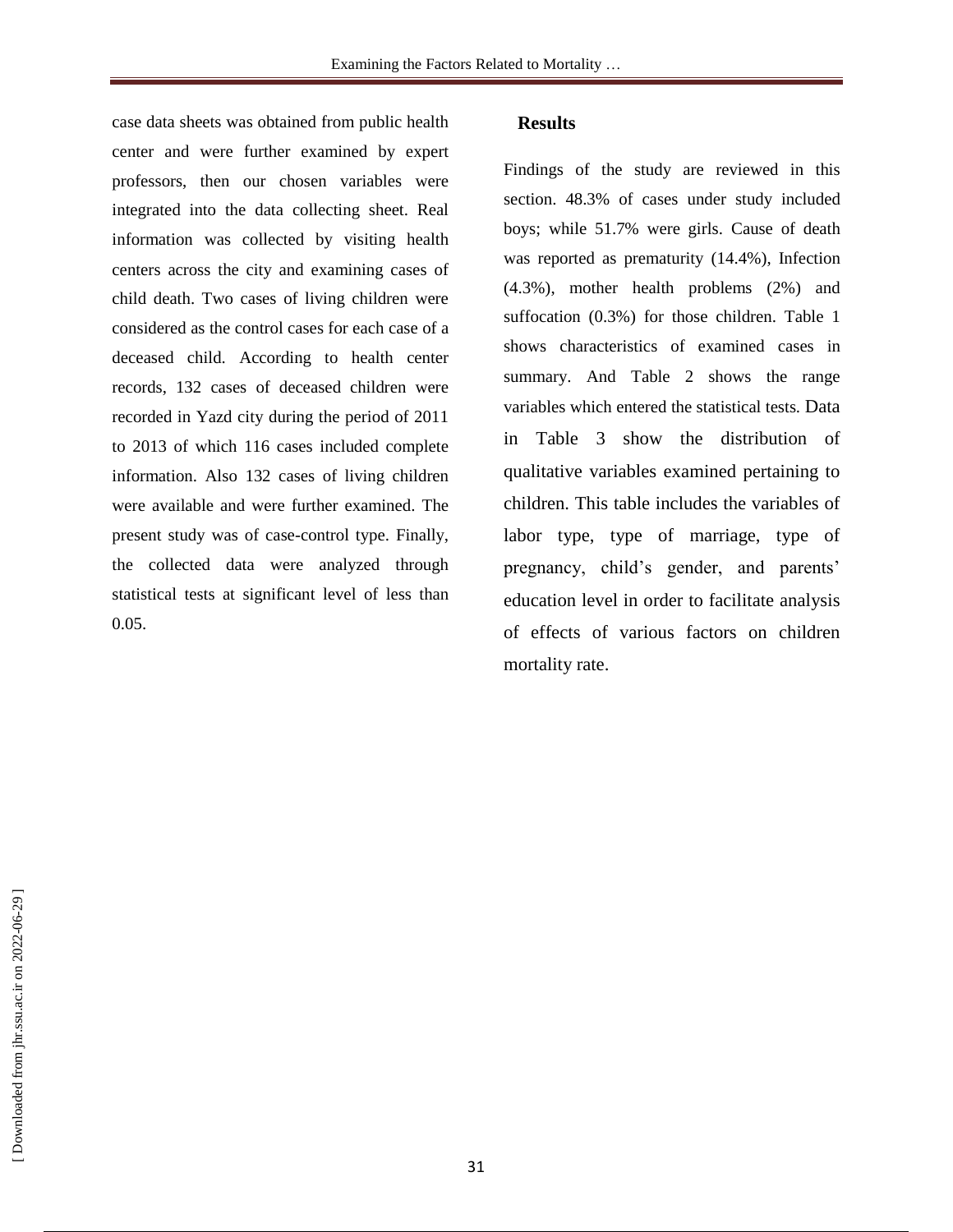case data sheets was obtained from public health center and were further examined by expert professors, then our chosen variables were integrated into the data collecting sheet. Real information was collected by visiting health centers across the city and examining cases of child death. Two cases of living children were considered as the control cases for each case of a deceased child. According to health center records, 132 cases of deceased children were recorded in Yazd city during the period of 2011 to 2013 of which 116 cases included complete information. Also 132 cases of living children were available and were further examined. The present study was of case-control type. Finally, the collected data were analyzed through statistical tests at significant level of less than 0.05.

## Results

Findings of the study are reviewed in this section. 48.3% of cases under study included boys; while 51.7% were girls. Cause of death was reported as prematurity (14.4%), Infection (4.3%), mother health problems (2%) and suffocation (0.3%) for those children. Table 1 shows characteristics of examined cases in summary. And Table 2 shows the range variables which entered the statistical tests. Data in Table 3 show the distribution of qualitative variables examined pertaining to children. This table includes the variables of labor type, type of marriage, type of pregnancy, child's gender, and parents' education level in order to facilitate analysis of effects of various factors on children mortality rate.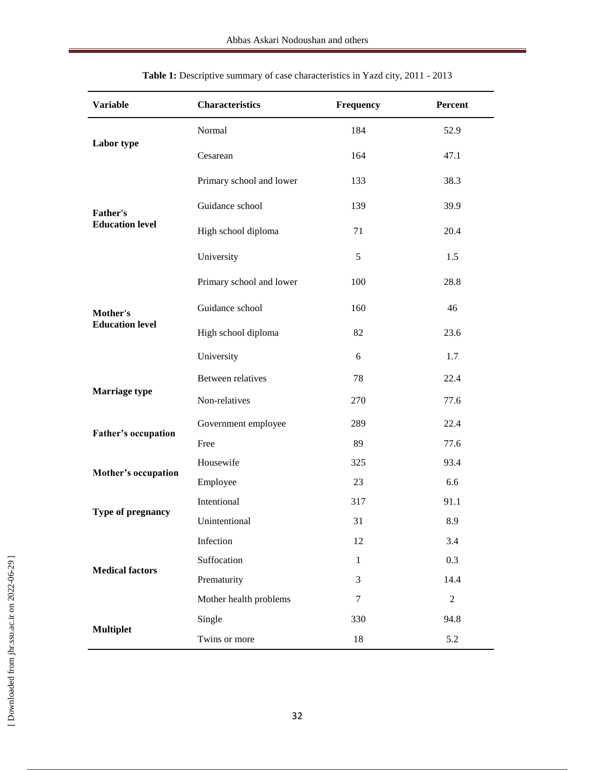**Table 1:** Descriptive summary of case characteristics in Yazd city, 2011 - 2013

| Variable | Characteristics | Frequency | Percent |
|---|---|---|---|
| **Labor type** | Normal | 184 | 52.9 |
| | Cesarean | 164 | 47.1 |
| **Father's Education level** | Primary school and lower | 133 | 38.3 |
| | Guidance school | 139 | 39.9 |
| | High school diploma | 71 | 20.4 |
| | University | 5 | 1.5 |
| **Mother's Education level** | Primary school and lower | 100 | 28.8 |
| | Guidance school | 160 | 46 |
| | High school diploma | 82 | 23.6 |
| | University | 6 | 1.7 |
| **Marriage type** | Between relatives | 78 | 22.4 |
| | Non-relatives | 270 | 77.6 |
| **Father's occupation** | Government employee | 289 | 22.4 |
| | Free | 89 | 77.6 |
| **Mother's occupation** | Housewife | 325 | 93.4 |
| | Employee | 23 | 6.6 |
| **Type of pregnancy** | Intentional | 317 | 91.1 |
| | Unintentional | 31 | 8.9 |
| **Medical factors** | Infection | 12 | 3.4 |
| | Suffocation | 1 | 0.3 |
| | Prematurity | 3 | 14.4 |
| | Mother health problems | 7 | 2 |
| **Multiplet** | Single | 330 | 94.8 |
| | Twins or more | 18 | 5.2 |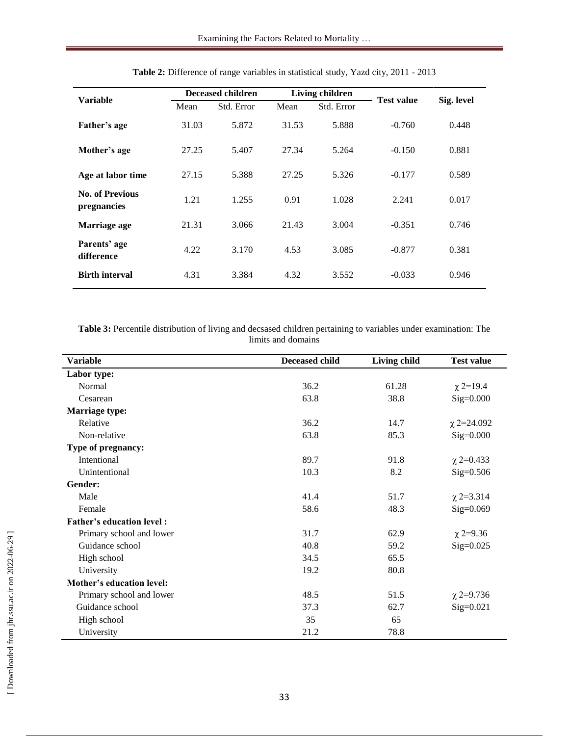**Table 2:** Difference of range variables in statistical study, Yazd city, 2011 - 2013

| Variable | Deceased children | | Living children | | Test value | Sig. level |
|---|---|---|---|---|---|---|
| | Mean | Std. Error | Mean | Std. Error | | |
| **Father's age** | 31.03 | 5.872 | 31.53 | 5.888 | -0.760 | 0.448 |
| **Mother's age** | 27.25 | 5.407 | 27.34 | 5.264 | -0.150 | 0.881 |
| **Age at labor time** | 27.15 | 5.388 | 27.25 | 5.326 | -0.177 | 0.589 |
| **No. of Previous pregnancies** | 1.21 | 1.255 | 0.91 | 1.028 | 2.241 | 0.017 |
| **Marriage age** | 21.31 | 3.066 | 21.43 | 3.004 | -0.351 | 0.746 |
| **Parents' age difference** | 4.22 | 3.170 | 4.53 | 3.085 | -0.877 | 0.381 |
| **Birth interval** | 4.31 | 3.384 | 4.32 | 3.552 | -0.033 | 0.946 |

**Table 3:** Percentile distribution of living and decsased children pertaining to variables under examination: The limits and domains

| Variable | Deceased child | Living child | Test value |
|---|---|---|---|
| **Labor type:** | | | |
| Normal | 36.2 | 61.28 | $\chi^2$=19.4 |
| Cesarean | 63.8 | 38.8 | Sig=0.000 |
| **Marriage type:** | | | |
| Relative | 36.2 | 14.7 | $\chi^2$=24.092 |
| Non-relative | 63.8 | 85.3 | Sig=0.000 |
| **Type of pregnancy:** | | | |
| Intentional | 89.7 | 91.8 | $\chi^2$=0.433 |
| Unintentional | 10.3 | 8.2 | Sig=0.506 |
| **Gender:** | | | |
| Male | 41.4 | 51.7 | $\chi^2$=3.314 |
| Female | 58.6 | 48.3 | Sig=0.069 |
| **Father's education level :** | | | |
| Primary school and lower | 31.7 | 62.9 | $\chi^2$=9.36 |
| Guidance school | 40.8 | 59.2 | Sig=0.025 |
| High school | 34.5 | 65.5 | |
| University | 19.2 | 80.8 | |
| **Mother's education level:** | | | |
| Primary school and lower | 48.5 | 51.5 | $\chi^2$=9.736 |
| Guidance school | 37.3 | 62.7 | Sig=0.021 |
| High school | 35 | 65 | |
| University | 21.2 | 78.8 | |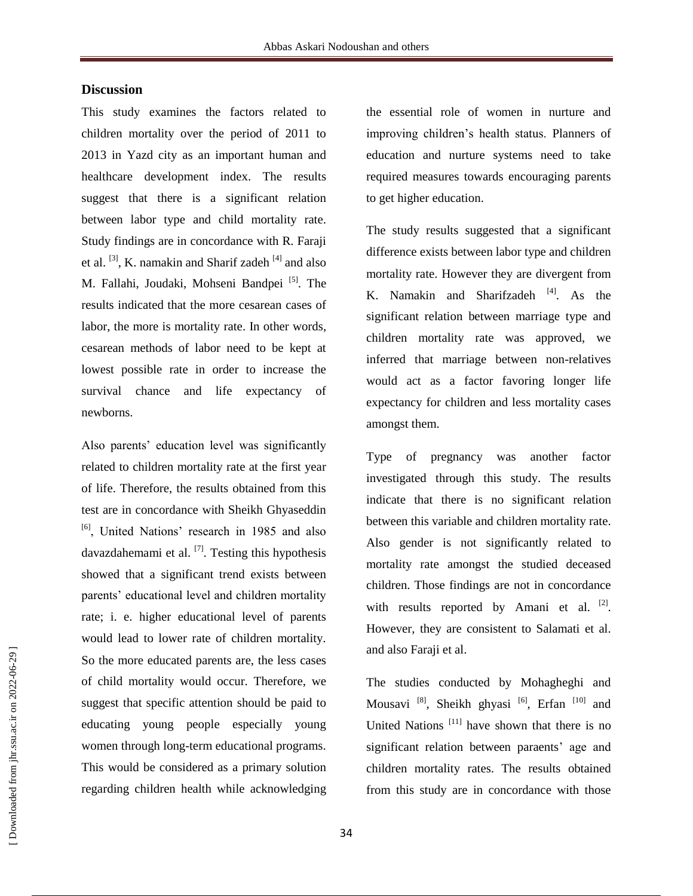## Discussion

This study examines the factors related to children mortality over the period of 2011 to 2013 in Yazd city as an important human and healthcare development index. The results suggest that there is a significant relation between labor type and child mortality rate. Study findings are in concordance with R. Faraji et al. [3], K. namakin and Sharif zadeh [4] and also M. Fallahi, Joudaki, Mohseni Bandpei [5]. The results indicated that the more cesarean cases of labor, the more is mortality rate. In other words, cesarean methods of labor need to be kept at lowest possible rate in order to increase the survival chance and life expectancy of newborns.

Also parents' education level was significantly related to children mortality rate at the first year of life. Therefore, the results obtained from this test are in concordance with Sheikh Ghyaseddin [6], United Nations' research in 1985 and also davazdahemami et al. [7]. Testing this hypothesis showed that a significant trend exists between parents' educational level and children mortality rate; i. e. higher educational level of parents would lead to lower rate of children mortality. So the more educated parents are, the less cases of child mortality would occur. Therefore, we suggest that specific attention should be paid to educating young people especially young women through long-term educational programs. This would be considered as a primary solution regarding children health while acknowledging the essential role of women in nurture and improving children's health status. Planners of education and nurture systems need to take required measures towards encouraging parents to get higher education.

The study results suggested that a significant difference exists between labor type and children mortality rate. However they are divergent from K. Namakin and Sharifzadeh [4]. As the significant relation between marriage type and children mortality rate was approved, we inferred that marriage between non-relatives would act as a factor favoring longer life expectancy for children and less mortality cases amongst them.

Type of pregnancy was another factor investigated through this study. The results indicate that there is no significant relation between this variable and children mortality rate. Also gender is not significantly related to mortality rate amongst the studied deceased children. Those findings are not in concordance with results reported by Amani et al. [2]. However, they are consistent to Salamati et al. and also Faraji et al.

The studies conducted by Mohagheghi and Mousavi [8], Sheikh ghyasi [6], Erfan [10] and United Nations [11] have shown that there is no significant relation between paraents' age and children mortality rates. The results obtained from this study are in concordance with those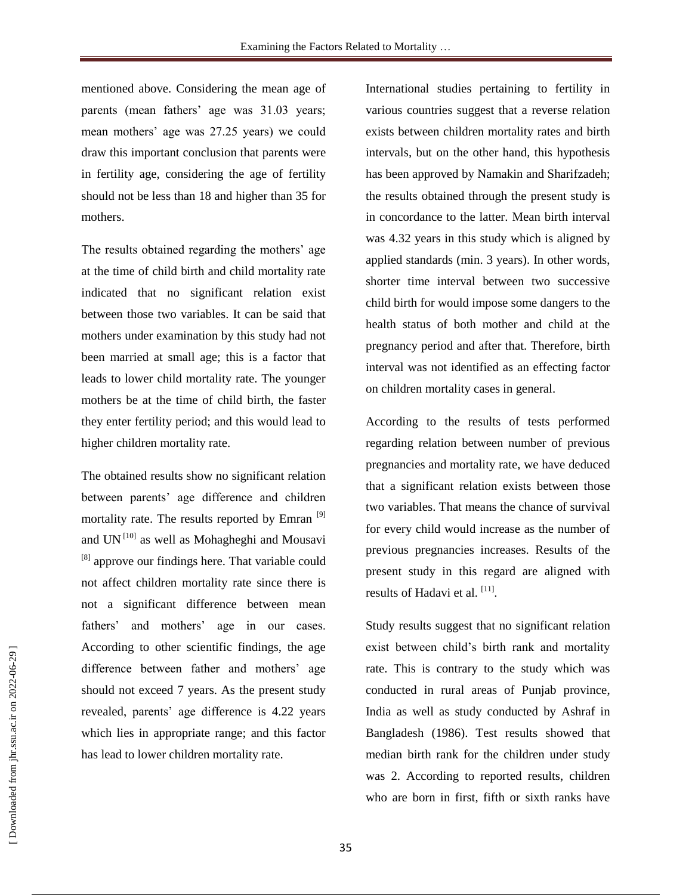mentioned above. Considering the mean age of parents (mean fathers' age was 31.03 years; mean mothers' age was 27.25 years) we could draw this important conclusion that parents were in fertility age, considering the age of fertility should not be less than 18 and higher than 35 for mothers.

The results obtained regarding the mothers' age at the time of child birth and child mortality rate indicated that no significant relation exist between those two variables. It can be said that mothers under examination by this study had not been married at small age; this is a factor that leads to lower child mortality rate. The younger mothers be at the time of child birth, the faster they enter fertility period; and this would lead to higher children mortality rate.

The obtained results show no significant relation between parents' age difference and children mortality rate. The results reported by Emran [9] and UN [10] as well as Mohagheghi and Mousavi [8] approve our findings here. That variable could not affect children mortality rate since there is not a significant difference between mean fathers' and mothers' age in our cases. According to other scientific findings, the age difference between father and mothers' age should not exceed 7 years. As the present study revealed, parents' age difference is 4.22 years which lies in appropriate range; and this factor has lead to lower children mortality rate.

International studies pertaining to fertility in various countries suggest that a reverse relation exists between children mortality rates and birth intervals, but on the other hand, this hypothesis has been approved by Namakin and Sharifzadeh; the results obtained through the present study is in concordance to the latter. Mean birth interval was 4.32 years in this study which is aligned by applied standards (min. 3 years). In other words, shorter time interval between two successive child birth for would impose some dangers to the health status of both mother and child at the pregnancy period and after that. Therefore, birth interval was not identified as an effecting factor on children mortality cases in general.

According to the results of tests performed regarding relation between number of previous pregnancies and mortality rate, we have deduced that a significant relation exists between those two variables. That means the chance of survival for every child would increase as the number of previous pregnancies increases. Results of the present study in this regard are aligned with results of Hadavi et al. [11].

Study results suggest that no significant relation exist between child's birth rank and mortality rate. This is contrary to the study which was conducted in rural areas of Punjab province, India as well as study conducted by Ashraf in Bangladesh (1986). Test results showed that median birth rank for the children under study was 2. According to reported results, children who are born in first, fifth or sixth ranks have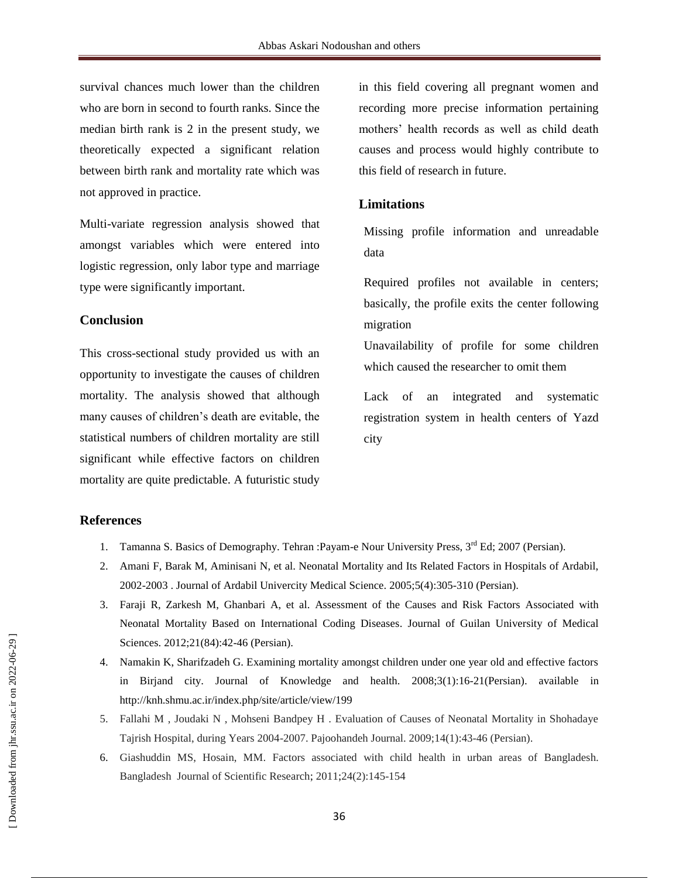survival chances much lower than the children who are born in second to fourth ranks. Since the median birth rank is 2 in the present study, we theoretically expected a significant relation between birth rank and mortality rate which was not approved in practice.

Multi-variate regression analysis showed that amongst variables which were entered into logistic regression, only labor type and marriage type were significantly important.

## Conclusion

This cross-sectional study provided us with an opportunity to investigate the causes of children mortality. The analysis showed that although many causes of children's death are evitable, the statistical numbers of children mortality are still significant while effective factors on children mortality are quite predictable. A futuristic study in this field covering all pregnant women and recording more precise information pertaining mothers' health records as well as child death causes and process would highly contribute to this field of research in future.

## Limitations

Missing profile information and unreadable data

Required profiles not available in centers; basically, the profile exits the center following migration

Unavailability of profile for some children which caused the researcher to omit them

Lack of an integrated and systematic registration system in health centers of Yazd city

## References

1. Tamanna S. Basics of Demography. Tehran :Payam-e Nour University Press, 3rd Ed; 2007 (Persian).
2. Amani F, Barak M, Aminisani N, et al. Neonatal Mortality and Its Related Factors in Hospitals of Ardabil, 2002-2003 . Journal of Ardabil Univercity Medical Science. 2005;5(4):305-310 (Persian).
3. Faraji R, Zarkesh M, Ghanbari A, et al. Assessment of the Causes and Risk Factors Associated with Neonatal Mortality Based on International Coding Diseases. Journal of Guilan University of Medical Sciences. 2012;21(84):42-46 (Persian).
4. Namakin K, Sharifzadeh G. Examining mortality amongst children under one year old and effective factors in Birjand city. Journal of Knowledge and health. 2008;3(1):16-21(Persian). available in http://knh.shmu.ac.ir/index.php/site/article/view/199
5. Fallahi M , Joudaki N , Mohseni Bandpey H . Evaluation of Causes of Neonatal Mortality in Shohadaye Tajrish Hospital, during Years 2004-2007. Pajoohandeh Journal. 2009;14(1):43-46 (Persian).
6. Giashuddin MS, Hosain, MM. Factors associated with child health in urban areas of Bangladesh. Bangladesh Journal of Scientific Research; 2011;24(2):145-154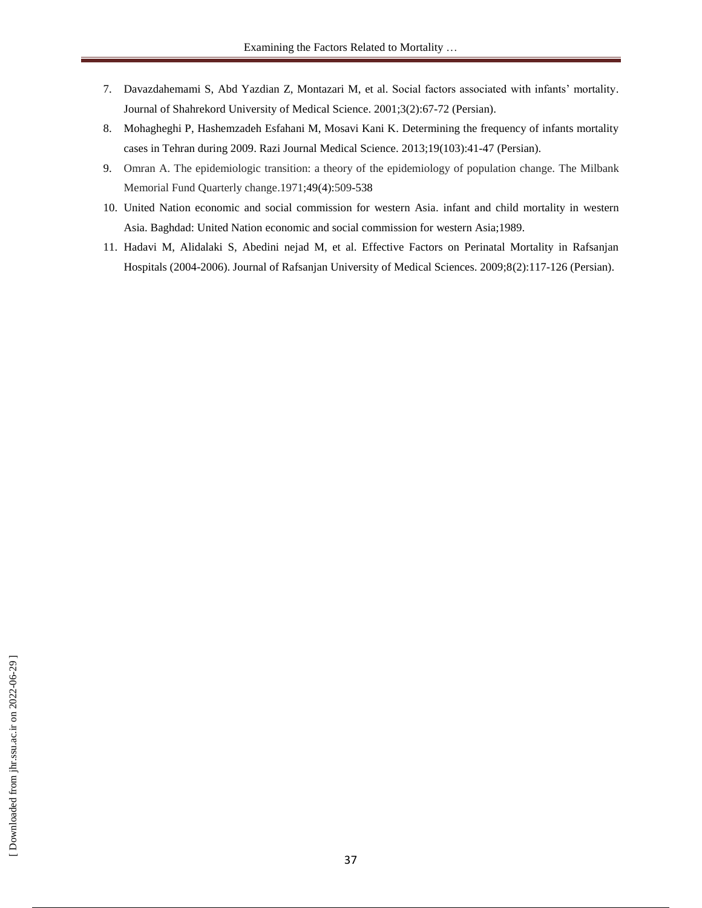7. Davazdahemami S, Abd Yazdian Z, Montazari M, et al. Social factors associated with infants' mortality. Journal of Shahrekord University of Medical Science. 2001;3(2):67-72 (Persian).
8. Mohagheghi P, Hashemzadeh Esfahani M, Mosavi Kani K. Determining the frequency of infants mortality cases in Tehran during 2009. Razi Journal Medical Science. 2013;19(103):41-47 (Persian).
9. Omran A. The epidemiologic transition: a theory of the epidemiology of population change. The Milbank Memorial Fund Quarterly change.1971;49(4):509-538
10. United Nation economic and social commission for western Asia. infant and child mortality in western Asia. Baghdad: United Nation economic and social commission for western Asia;1989.
11. Hadavi M, Alidalaki S, Abedini nejad M, et al. Effective Factors on Perinatal Mortality in Rafsanjan Hospitals (2004-2006). Journal of Rafsanjan University of Medical Sciences. 2009;8(2):117-126 (Persian).